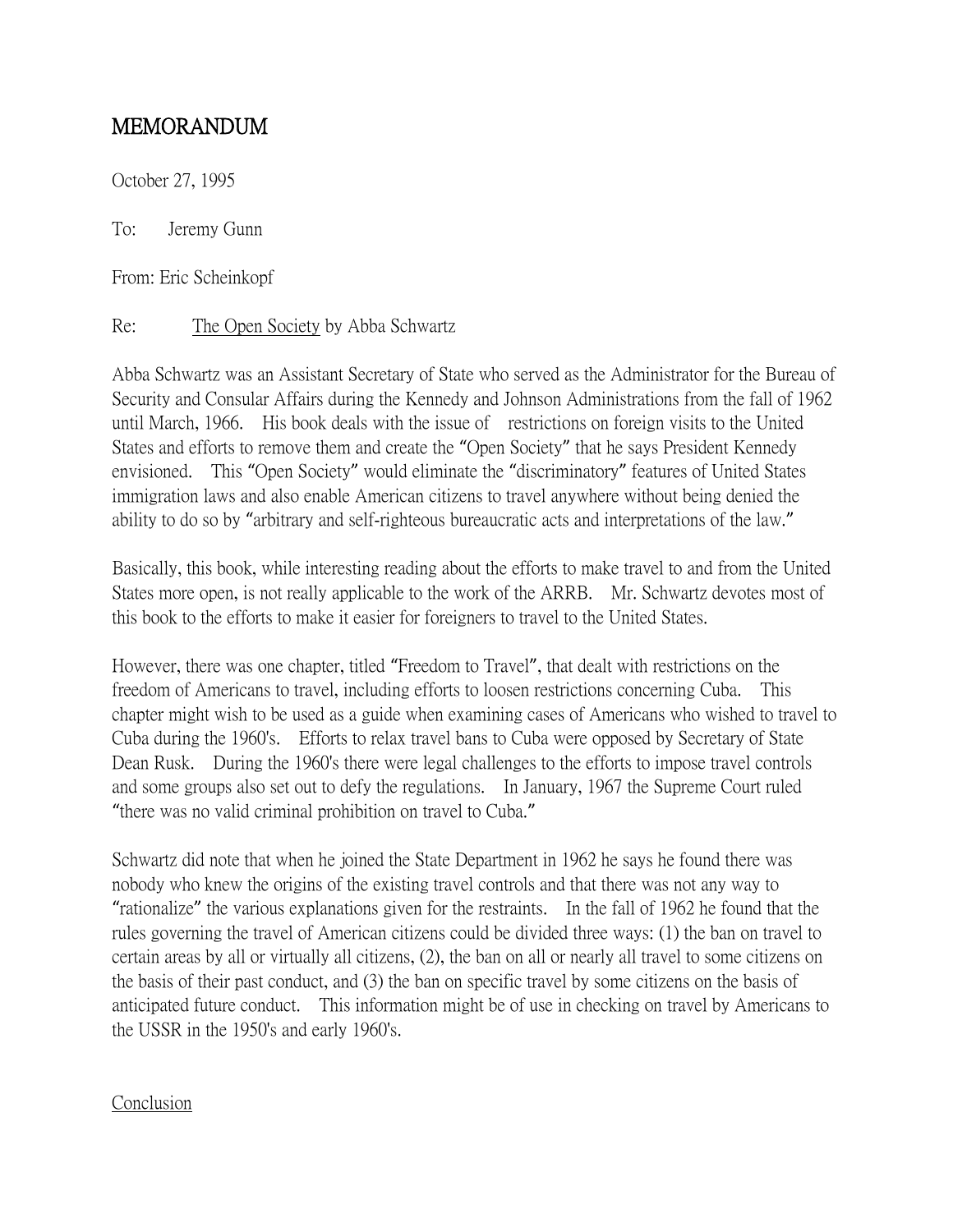# MEMORANDUM

October 27, 1995

To: Jeremy Gunn

From: Eric Scheinkopf

Re: The Open Society by Abba Schwartz

Abba Schwartz was an Assistant Secretary of State who served as the Administrator for the Bureau of Security and Consular Affairs during the Kennedy and Johnson Administrations from the fall of 1962 until March, 1966. His book deals with the issue of restrictions on foreign visits to the United States and efforts to remove them and create the "Open Society" that he says President Kennedy envisioned. This "Open Society" would eliminate the "discriminatory" features of United States immigration laws and also enable American citizens to travel anywhere without being denied the ability to do so by "arbitrary and self-righteous bureaucratic acts and interpretations of the law."

Basically, this book, while interesting reading about the efforts to make travel to and from the United States more open, is not really applicable to the work of the ARRB. Mr. Schwartz devotes most of this book to the efforts to make it easier for foreigners to travel to the United States.

However, there was one chapter, titled "Freedom to Travel", that dealt with restrictions on the freedom of Americans to travel, including efforts to loosen restrictions concerning Cuba. This chapter might wish to be used as a guide when examining cases of Americans who wished to travel to Cuba during the 1960's. Efforts to relax travel bans to Cuba were opposed by Secretary of State Dean Rusk. During the 1960's there were legal challenges to the efforts to impose travel controls and some groups also set out to defy the regulations. In January, 1967 the Supreme Court ruled "there was no valid criminal prohibition on travel to Cuba."

Schwartz did note that when he joined the State Department in 1962 he says he found there was nobody who knew the origins of the existing travel controls and that there was not any way to "rationalize" the various explanations given for the restraints. In the fall of 1962 he found that the rules governing the travel of American citizens could be divided three ways: (1) the ban on travel to certain areas by all or virtually all citizens, (2), the ban on all or nearly all travel to some citizens on the basis of their past conduct, and (3) the ban on specific travel by some citizens on the basis of anticipated future conduct. This information might be of use in checking on travel by Americans to the USSR in the 1950's and early 1960's.

Conclusion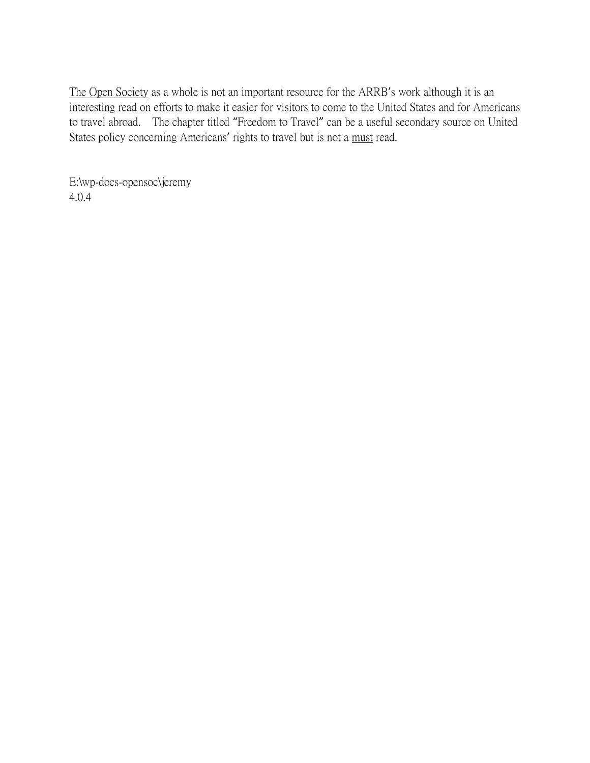<u>The Open Society</u> as a whole is not an important resource for the ARRB's work although it is an interesting read on efforts to make it easier for visitors to come to the United States and for Americans to travel abroad. The chapter titled "Freedom to Travel" can be a useful secondary source on United States policy concerning Americans' rights to travel but is not a <u>must</u> read.

E:\wp-docs-opensoc\jeremy
4.0.4